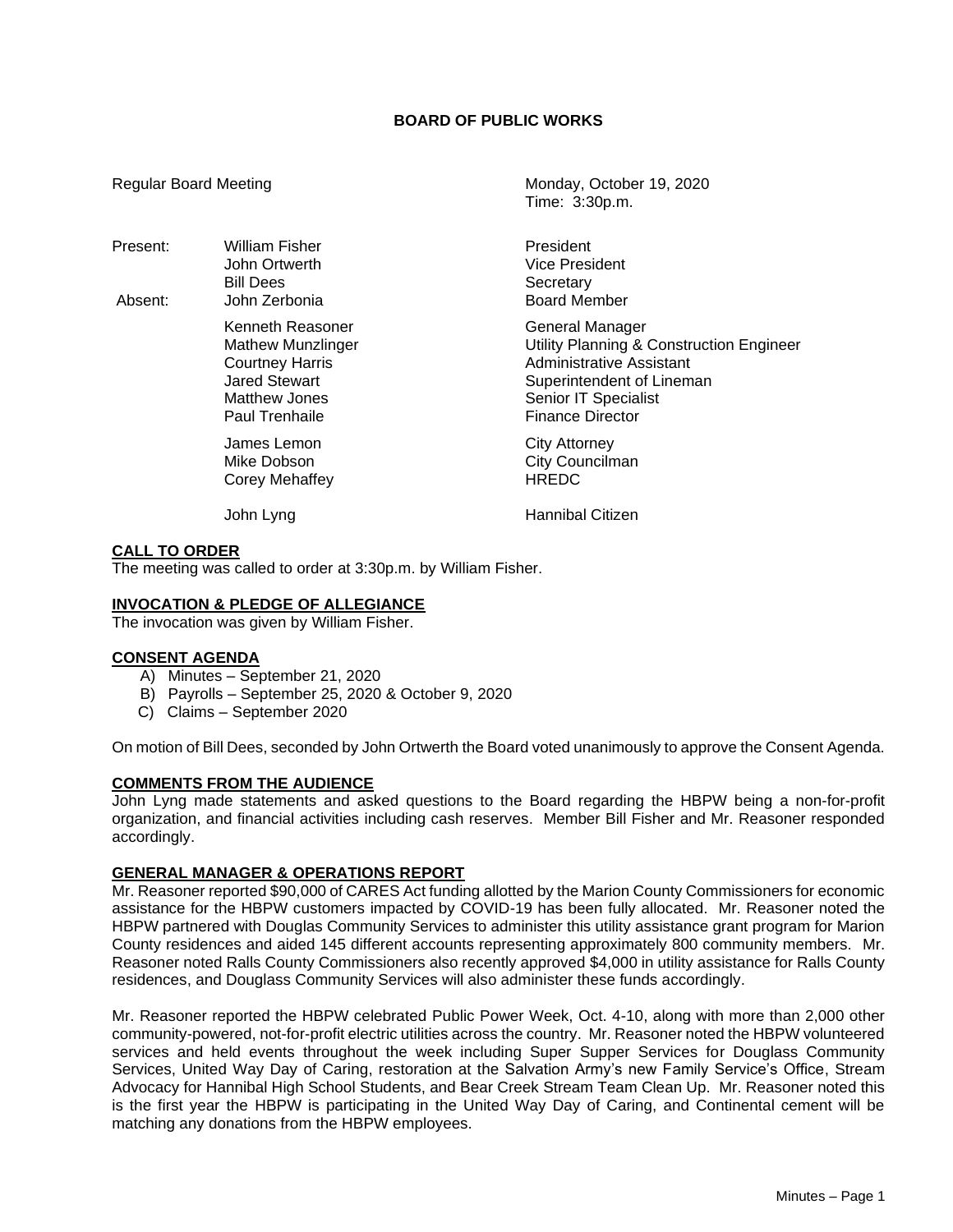# BOARD OF PUBLIC WORKS

Regular Board Meeting — Monday, October 19, 2020
Time: 3:30p.m.

| | | |
|---|---|---|
| Present: | William Fisher | President |
| | John Ortwerth | Vice President |
| | Bill Dees | Secretary |
| Absent: | John Zerbonia | Board Member |
| | Kenneth Reasoner | General Manager |
| | Mathew Munzlinger | Utility Planning & Construction Engineer |
| | Courtney Harris | Administrative Assistant |
| | Jared Stewart | Superintendent of Lineman |
| | Matthew Jones | Senior IT Specialist |
| | Paul Trenhaile | Finance Director |
| | James Lemon | City Attorney |
| | Mike Dobson | City Councilman |
| | Corey Mehaffey | HREDC |
| | John Lyng | Hannibal Citizen |

## CALL TO ORDER

The meeting was called to order at 3:30p.m. by William Fisher.

## INVOCATION & PLEDGE OF ALLEGIANCE

The invocation was given by William Fisher.

## CONSENT AGENDA

A) Minutes – September 21, 2020
B) Payrolls – September 25, 2020 & October 9, 2020
C) Claims – September 2020

On motion of Bill Dees, seconded by John Ortwerth the Board voted unanimously to approve the Consent Agenda.

## COMMENTS FROM THE AUDIENCE

John Lyng made statements and asked questions to the Board regarding the HBPW being a non-for-profit organization, and financial activities including cash reserves. Member Bill Fisher and Mr. Reasoner responded accordingly.

## GENERAL MANAGER & OPERATIONS REPORT

Mr. Reasoner reported $90,000 of CARES Act funding allotted by the Marion County Commissioners for economic assistance for the HBPW customers impacted by COVID-19 has been fully allocated. Mr. Reasoner noted the HBPW partnered with Douglas Community Services to administer this utility assistance grant program for Marion County residences and aided 145 different accounts representing approximately 800 community members. Mr. Reasoner noted Ralls County Commissioners also recently approved $4,000 in utility assistance for Ralls County residences, and Douglass Community Services will also administer these funds accordingly.

Mr. Reasoner reported the HBPW celebrated Public Power Week, Oct. 4-10, along with more than 2,000 other community-powered, not-for-profit electric utilities across the country. Mr. Reasoner noted the HBPW volunteered services and held events throughout the week including Super Supper Services for Douglass Community Services, United Way Day of Caring, restoration at the Salvation Army's new Family Service's Office, Stream Advocacy for Hannibal High School Students, and Bear Creek Stream Team Clean Up. Mr. Reasoner noted this is the first year the HBPW is participating in the United Way Day of Caring, and Continental cement will be matching any donations from the HBPW employees.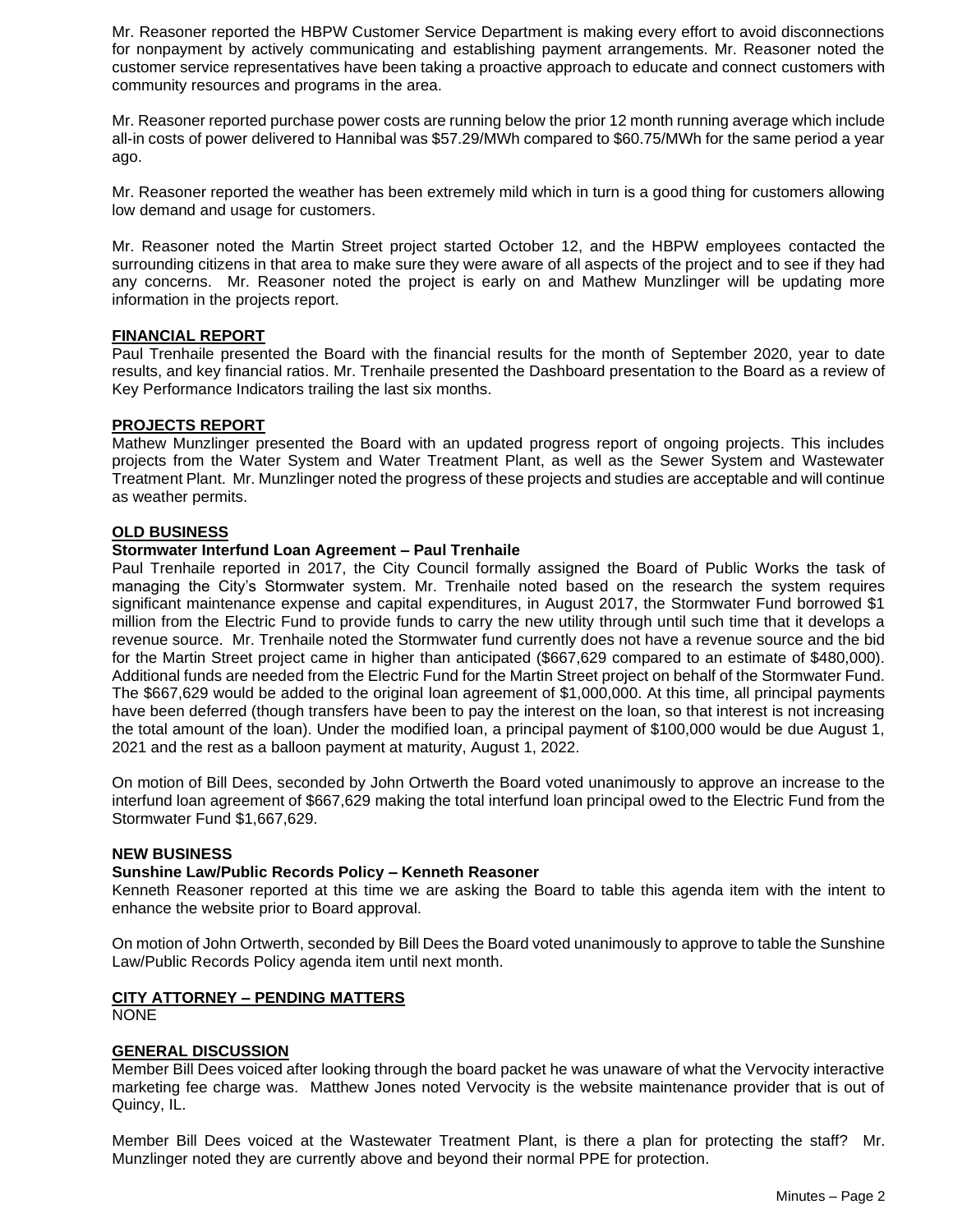Mr. Reasoner reported the HBPW Customer Service Department is making every effort to avoid disconnections for nonpayment by actively communicating and establishing payment arrangements. Mr. Reasoner noted the customer service representatives have been taking a proactive approach to educate and connect customers with community resources and programs in the area.

Mr. Reasoner reported purchase power costs are running below the prior 12 month running average which include all-in costs of power delivered to Hannibal was $57.29/MWh compared to $60.75/MWh for the same period a year ago.

Mr. Reasoner reported the weather has been extremely mild which in turn is a good thing for customers allowing low demand and usage for customers.

Mr. Reasoner noted the Martin Street project started October 12, and the HBPW employees contacted the surrounding citizens in that area to make sure they were aware of all aspects of the project and to see if they had any concerns. Mr. Reasoner noted the project is early on and Mathew Munzlinger will be updating more information in the projects report.

## FINANCIAL REPORT

Paul Trenhaile presented the Board with the financial results for the month of September 2020, year to date results, and key financial ratios. Mr. Trenhaile presented the Dashboard presentation to the Board as a review of Key Performance Indicators trailing the last six months.

## PROJECTS REPORT

Mathew Munzlinger presented the Board with an updated progress report of ongoing projects. This includes projects from the Water System and Water Treatment Plant, as well as the Sewer System and Wastewater Treatment Plant. Mr. Munzlinger noted the progress of these projects and studies are acceptable and will continue as weather permits.

## OLD BUSINESS

### Stormwater Interfund Loan Agreement – Paul Trenhaile

Paul Trenhaile reported in 2017, the City Council formally assigned the Board of Public Works the task of managing the City's Stormwater system. Mr. Trenhaile noted based on the research the system requires significant maintenance expense and capital expenditures, in August 2017, the Stormwater Fund borrowed $1 million from the Electric Fund to provide funds to carry the new utility through until such time that it develops a revenue source. Mr. Trenhaile noted the Stormwater fund currently does not have a revenue source and the bid for the Martin Street project came in higher than anticipated ($667,629 compared to an estimate of $480,000). Additional funds are needed from the Electric Fund for the Martin Street project on behalf of the Stormwater Fund. The $667,629 would be added to the original loan agreement of $1,000,000. At this time, all principal payments have been deferred (though transfers have been to pay the interest on the loan, so that interest is not increasing the total amount of the loan). Under the modified loan, a principal payment of $100,000 would be due August 1, 2021 and the rest as a balloon payment at maturity, August 1, 2022.

On motion of Bill Dees, seconded by John Ortwerth the Board voted unanimously to approve an increase to the interfund loan agreement of $667,629 making the total interfund loan principal owed to the Electric Fund from the Stormwater Fund $1,667,629.

## NEW BUSINESS

### Sunshine Law/Public Records Policy – Kenneth Reasoner

Kenneth Reasoner reported at this time we are asking the Board to table this agenda item with the intent to enhance the website prior to Board approval.

On motion of John Ortwerth, seconded by Bill Dees the Board voted unanimously to approve to table the Sunshine Law/Public Records Policy agenda item until next month.

## CITY ATTORNEY – PENDING MATTERS

NONE

## GENERAL DISCUSSION

Member Bill Dees voiced after looking through the board packet he was unaware of what the Vervocity interactive marketing fee charge was. Matthew Jones noted Vervocity is the website maintenance provider that is out of Quincy, IL.

Member Bill Dees voiced at the Wastewater Treatment Plant, is there a plan for protecting the staff? Mr. Munzlinger noted they are currently above and beyond their normal PPE for protection.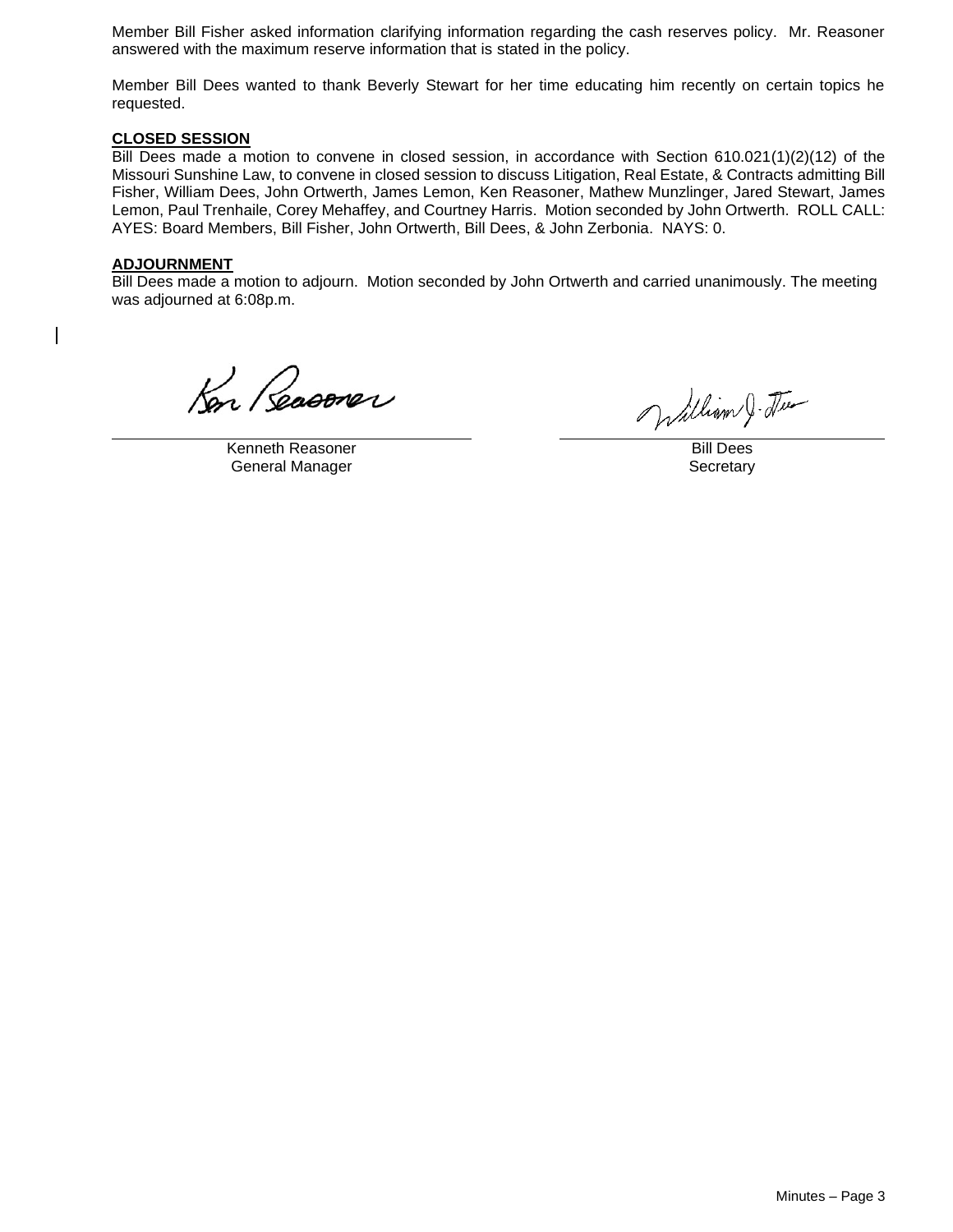Member Bill Fisher asked information clarifying information regarding the cash reserves policy. Mr. Reasoner answered with the maximum reserve information that is stated in the policy.

Member Bill Dees wanted to thank Beverly Stewart for her time educating him recently on certain topics he requested.

**CLOSED SESSION**

Bill Dees made a motion to convene in closed session, in accordance with Section 610.021(1)(2)(12) of the Missouri Sunshine Law, to convene in closed session to discuss Litigation, Real Estate, & Contracts admitting Bill Fisher, William Dees, John Ortwerth, James Lemon, Ken Reasoner, Mathew Munzlinger, Jared Stewart, James Lemon, Paul Trenhaile, Corey Mehaffey, and Courtney Harris. Motion seconded by John Ortwerth. ROLL CALL: AYES: Board Members, Bill Fisher, John Ortwerth, Bill Dees, & John Zerbonia. NAYS: 0.

**ADJOURNMENT**

Bill Dees made a motion to adjourn. Motion seconded by John Ortwerth and carried unanimously. The meeting was adjourned at 6:08p.m.

Kenneth Reasoner
General Manager

Bill Dees
Secretary